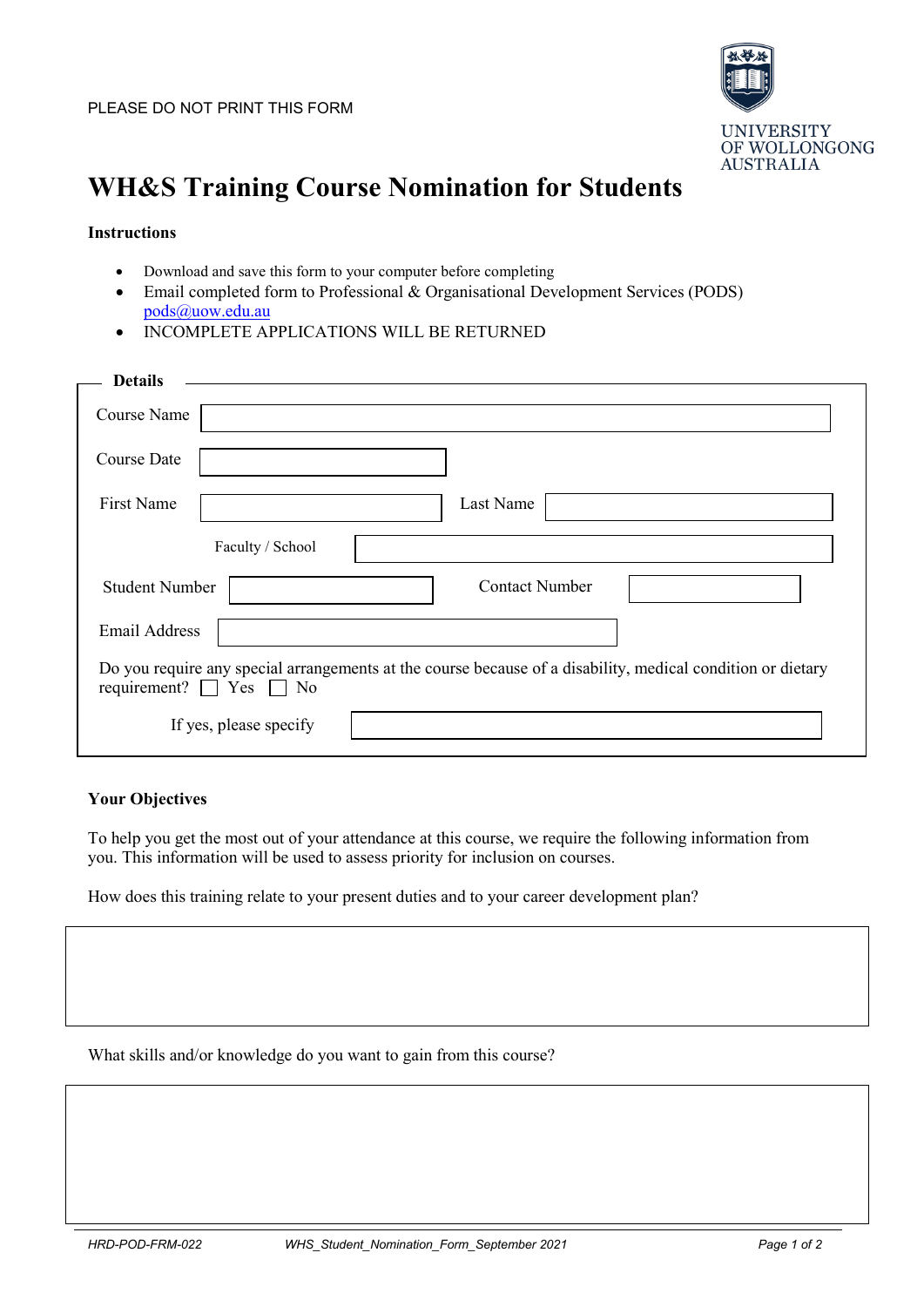PLEASE DO NOT PRINT THIS FORM

UNIVERSITY OF WOLLONGONG AUSTRALIA

# WH&S Training Course Nomination for Students

**Instructions**

- Download and save this form to your computer before completing
- Email completed form to Professional & Organisational Development Services (PODS) pods@uow.edu.au
- INCOMPLETE APPLICATIONS WILL BE RETURNED

**Details**

Course Name

Course Date

First Name

Last Name

Faculty / School

Student Number

Contact Number

Email Address

Do you require any special arrangements at the course because of a disability, medical condition or dietary requirement? ☐ Yes ☐ No

If yes, please specify

**Your Objectives**

To help you get the most out of your attendance at this course, we require the following information from you. This information will be used to assess priority for inclusion on courses.

How does this training relate to your present duties and to your career development plan?

What skills and/or knowledge do you want to gain from this course?

HRD-POD-FRM-022 WHS_Student_Nomination_Form_September 2021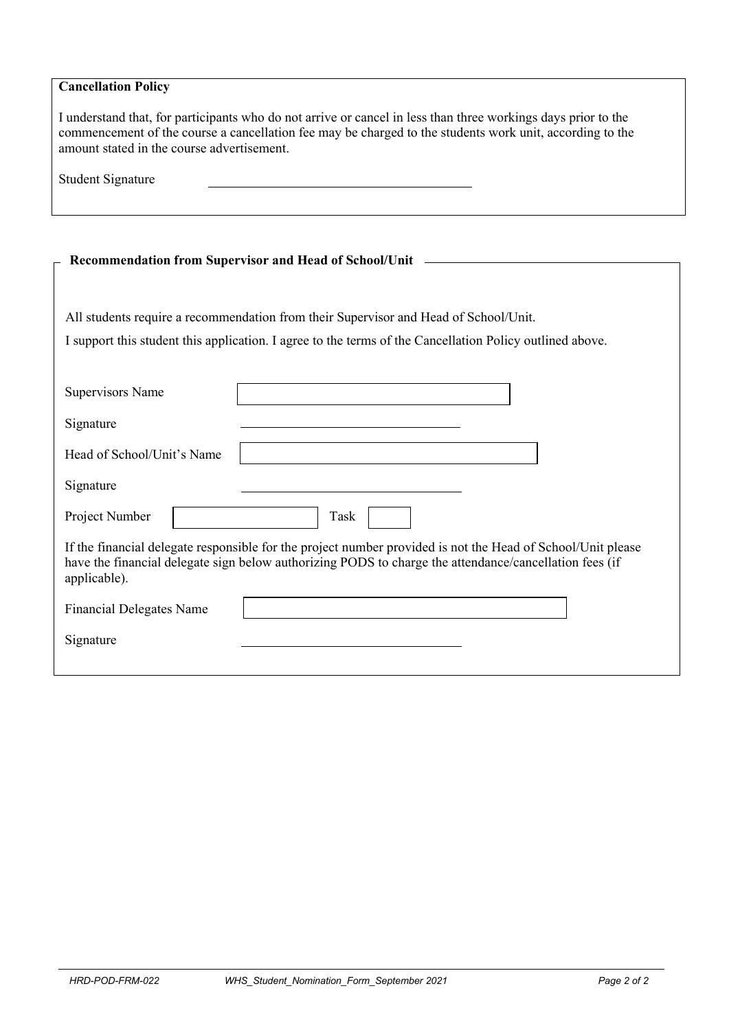**Cancellation Policy**

I understand that, for participants who do not arrive or cancel in less than three workings days prior to the commencement of the course a cancellation fee may be charged to the students work unit, according to the amount stated in the course advertisement.

Student Signature \_\_\_\_\_\_\_\_\_\_\_\_\_\_\_\_\_\_\_\_\_\_\_\_\_\_\_\_\_\_\_\_

**Recommendation from Supervisor and Head of School/Unit**

All students require a recommendation from their Supervisor and Head of School/Unit.

I support this student this application. I agree to the terms of the Cancellation Policy outlined above.

Supervisors Name

Signature \_\_\_\_\_\_\_\_\_\_\_\_\_\_\_\_\_\_\_\_\_\_\_\_\_\_\_\_\_\_\_\_

Head of School/Unit's Name

Signature \_\_\_\_\_\_\_\_\_\_\_\_\_\_\_\_\_\_\_\_\_\_\_\_\_\_\_\_\_\_\_\_

Project Number Task

If the financial delegate responsible for the project number provided is not the Head of School/Unit please have the financial delegate sign below authorizing PODS to charge the attendance/cancellation fees (if applicable).

Financial Delegates Name

Signature \_\_\_\_\_\_\_\_\_\_\_\_\_\_\_\_\_\_\_\_\_\_\_\_\_\_\_\_\_\_\_\_

HRD-POD-FRM-022 WHS_Student_Nomination_Form_September 2021